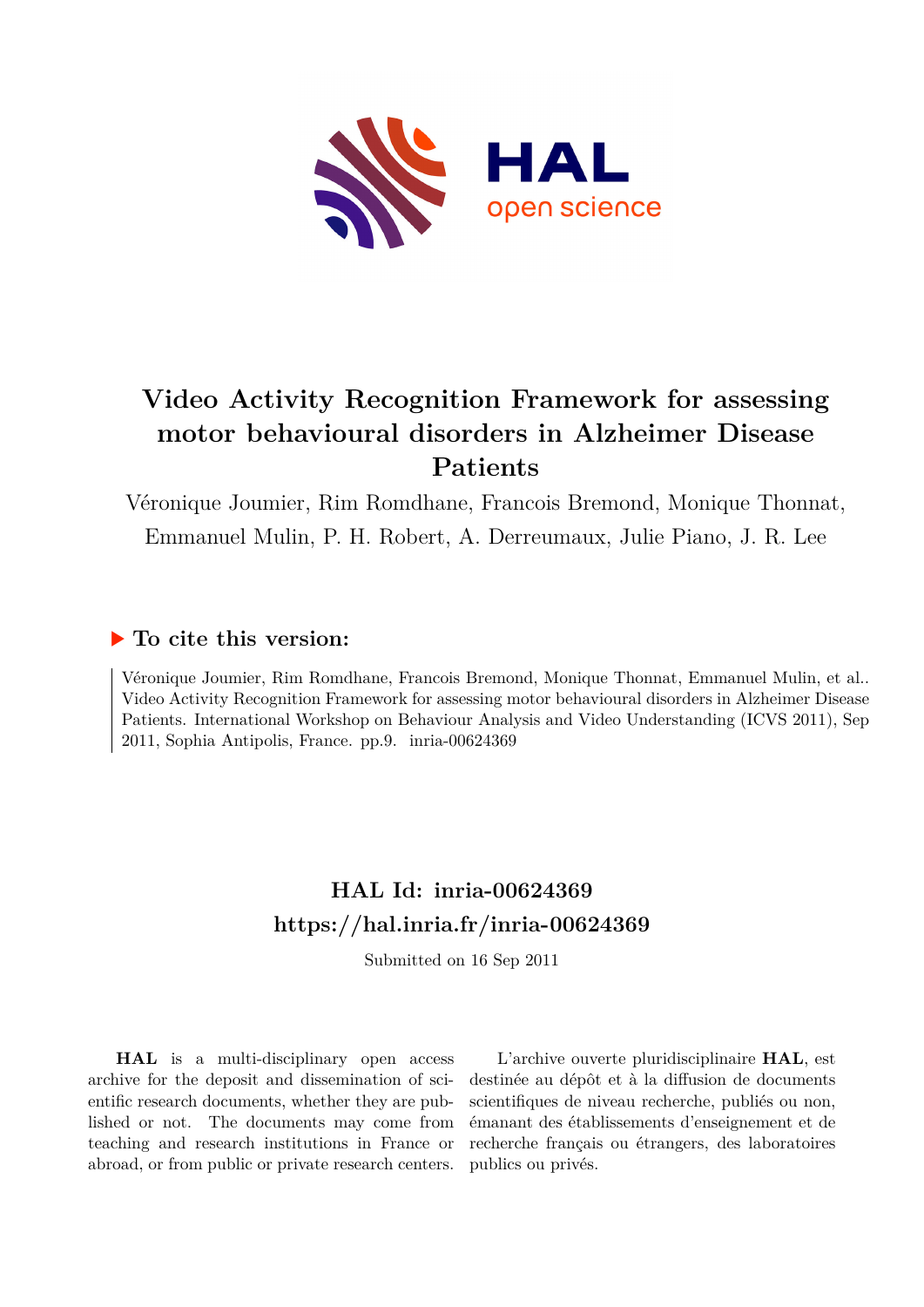# Video Activity Recognition Framework for assessing motor behavioural disorders in Alzheimer Disease Patients

Véronique Joumier, Rim Romdhane, Francois Bremond, Monique Thonnat, Emmanuel Mulin, P. H. Robert, A. Derreumaux, Julie Piano, J. R. Lee

## ▶ To cite this version:

Véronique Joumier, Rim Romdhane, Francois Bremond, Monique Thonnat, Emmanuel Mulin, et al.. Video Activity Recognition Framework for assessing motor behavioural disorders in Alzheimer Disease Patients. International Workshop on Behaviour Analysis and Video Understanding (ICVS 2011), Sep 2011, Sophia Antipolis, France. pp.9. inria-00624369

## HAL Id: inria-00624369
## https://hal.inria.fr/inria-00624369

Submitted on 16 Sep 2011

**HAL** is a multi-disciplinary open access archive for the deposit and dissemination of scientific research documents, whether they are published or not. The documents may come from teaching and research institutions in France or abroad, or from public or private research centers.

L'archive ouverte pluridisciplinaire **HAL**, est destinée au dépôt et à la diffusion de documents scientifiques de niveau recherche, publiés ou non, émanant des établissements d'enseignement et de recherche français ou étrangers, des laboratoires publics ou privés.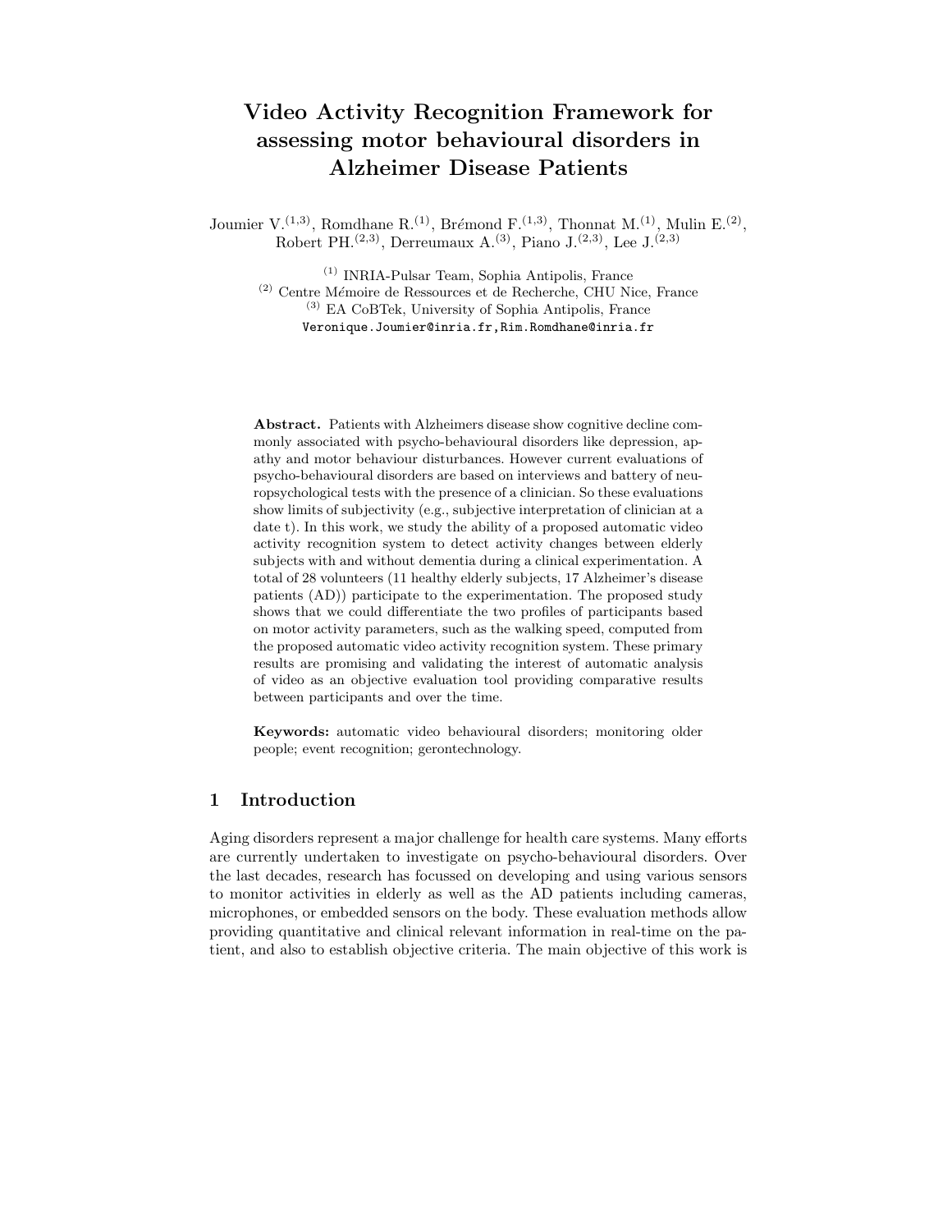# Video Activity Recognition Framework for assessing motor behavioural disorders in Alzheimer Disease Patients

Joumier V.[1,3], Romdhane R.[1], Brémond F.[1,3], Thonnat M.[1], Mulin E.[2], Robert PH.[2,3], Derreumaux A.[3], Piano J.[2,3], Lee J.[2,3]

[1] INRIA-Pulsar Team, Sophia Antipolis, France
[2] Centre Mémoire de Ressources et de Recherche, CHU Nice, France
[3] EA CoBTek, University of Sophia Antipolis, France
Veronique.Joumier@inria.fr,Rim.Romdhane@inria.fr

**Abstract.** Patients with Alzheimers disease show cognitive decline commonly associated with psycho-behavioural disorders like depression, apathy and motor behaviour disturbances. However current evaluations of psycho-behavioural disorders are based on interviews and battery of neuropsychological tests with the presence of a clinician. So these evaluations show limits of subjectivity (e.g., subjective interpretation of clinician at a date t). In this work, we study the ability of a proposed automatic video activity recognition system to detect activity changes between elderly subjects with and without dementia during a clinical experimentation. A total of 28 volunteers (11 healthy elderly subjects, 17 Alzheimer's disease patients (AD)) participate to the experimentation. The proposed study shows that we could differentiate the two profiles of participants based on motor activity parameters, such as the walking speed, computed from the proposed automatic video activity recognition system. These primary results are promising and validating the interest of automatic analysis of video as an objective evaluation tool providing comparative results between participants and over the time.

**Keywords:** automatic video behavioural disorders; monitoring older people; event recognition; gerontechnology.

## 1 Introduction

Aging disorders represent a major challenge for health care systems. Many efforts are currently undertaken to investigate on psycho-behavioural disorders. Over the last decades, research has focussed on developing and using various sensors to monitor activities in elderly as well as the AD patients including cameras, microphones, or embedded sensors on the body. These evaluation methods allow providing quantitative and clinical relevant information in real-time on the patient, and also to establish objective criteria. The main objective of this work is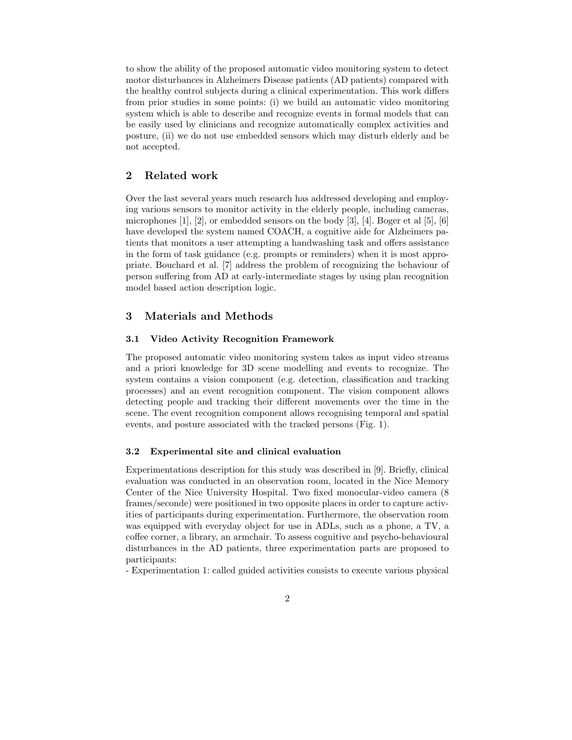to show the ability of the proposed automatic video monitoring system to detect motor disturbances in Alzheimers Disease patients (AD patients) compared with the healthy control subjects during a clinical experimentation. This work differs from prior studies in some points: (i) we build an automatic video monitoring system which is able to describe and recognize events in formal models that can be easily used by clinicians and recognize automatically complex activities and posture, (ii) we do not use embedded sensors which may disturb elderly and be not accepted.

## 2 Related work

Over the last several years much research has addressed developing and employing various sensors to monitor activity in the elderly people, including cameras, microphones [1], [2], or embedded sensors on the body [3], [4]. Boger et al [5], [6] have developed the system named COACH, a cognitive aide for Alzheimers patients that monitors a user attempting a handwashing task and offers assistance in the form of task guidance (e.g. prompts or reminders) when it is most appropriate. Bouchard et al. [7] address the problem of recognizing the behaviour of person suffering from AD at early-intermediate stages by using plan recognition model based action description logic.

## 3 Materials and Methods

### 3.1 Video Activity Recognition Framework

The proposed automatic video monitoring system takes as input video streams and a priori knowledge for 3D scene modelling and events to recognize. The system contains a vision component (e.g. detection, classification and tracking processes) and an event recognition component. The vision component allows detecting people and tracking their different movements over the time in the scene. The event recognition component allows recognising temporal and spatial events, and posture associated with the tracked persons (Fig. 1).

### 3.2 Experimental site and clinical evaluation

Experimentations description for this study was described in [9]. Briefly, clinical evaluation was conducted in an observation room, located in the Nice Memory Center of the Nice University Hospital. Two fixed monocular-video camera (8 frames/seconde) were positioned in two opposite places in order to capture activities of participants during experimentation. Furthermore, the observation room was equipped with everyday object for use in ADLs, such as a phone, a TV, a coffee corner, a library, an armchair. To assess cognitive and psycho-behavioural disturbances in the AD patients, three experimentation parts are proposed to participants:

- Experimentation 1: called guided activities consists to execute various physical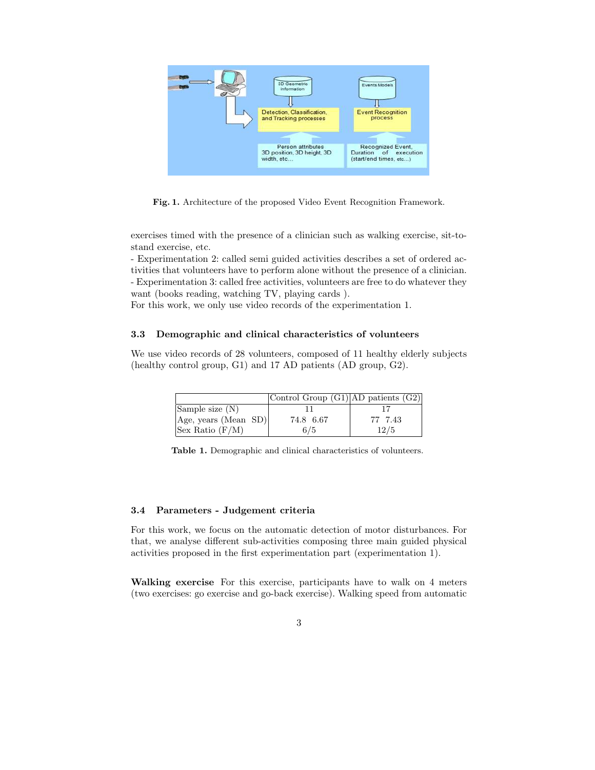**Fig. 1.** Architecture of the proposed Video Event Recognition Framework.

exercises timed with the presence of a clinician such as walking exercise, sit-to-stand exercise, etc.

- Experimentation 2: called semi guided activities describes a set of ordered activities that volunteers have to perform alone without the presence of a clinician.
- Experimentation 3: called free activities, volunteers are free to do whatever they want (books reading, watching TV, playing cards ).

For this work, we only use video records of the experimentation 1.

### 3.3 Demographic and clinical characteristics of volunteers

We use video records of 28 volunteers, composed of 11 healthy elderly subjects (healthy control group, G1) and 17 AD patients (AD group, G2).

| | Control Group (G1) | AD patients (G2) |
|---|---|---|
| Sample size (N) | 11 | 17 |
| Age, years (Mean SD) | 74.8 6.67 | 77 7.43 |
| Sex Ratio (F/M) | 6/5 | 12/5 |

**Table 1.** Demographic and clinical characteristics of volunteers.

### 3.4 Parameters - Judgement criteria

For this work, we focus on the automatic detection of motor disturbances. For that, we analyse different sub-activities composing three main guided physical activities proposed in the first experimentation part (experimentation 1).

**Walking exercise** For this exercise, participants have to walk on 4 meters (two exercises: go exercise and go-back exercise). Walking speed from automatic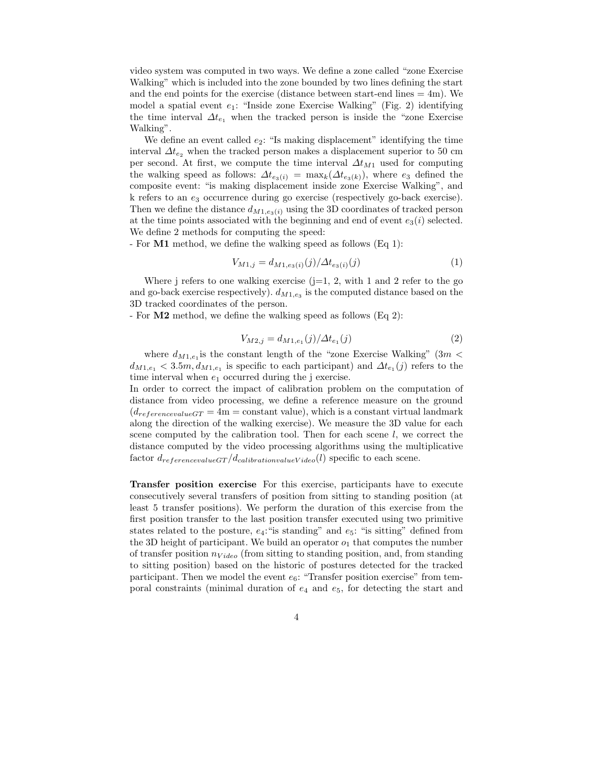video system was computed in two ways. We define a zone called "zone Exercise Walking" which is included into the zone bounded by two lines defining the start and the end points for the exercise (distance between start-end lines = 4m). We model a spatial event $e_1$: "Inside zone Exercise Walking" (Fig. 2) identifying the time interval $\Delta t_{e_1}$ when the tracked person is inside the "zone Exercise Walking".

We define an event called $e_2$: "Is making displacement" identifying the time interval $\Delta t_{e_2}$ when the tracked person makes a displacement superior to 50 cm per second. At first, we compute the time interval $\Delta t_{M1}$ used for computing the walking speed as follows: $\Delta t_{e_3(i)} = \max_k(\Delta t_{e_3(k)})$, where $e_3$ defined the composite event: "is making displacement inside zone Exercise Walking", and k refers to an $e_3$ occurrence during go exercise (respectively go-back exercise). Then we define the distance $d_{M1,e_3(i)}$ using the 3D coordinates of tracked person at the time points associated with the beginning and end of event $e_3(i)$ selected. We define 2 methods for computing the speed:

- For **M1** method, we define the walking speed as follows (Eq 1):

$$V_{M1,j} = d_{M1,e_3(i)}(j) / \Delta t_{e_3(i)}(j) \tag{1}$$

Where j refers to one walking exercise (j=1, 2, with 1 and 2 refer to the go and go-back exercise respectively). $d_{M1,e_3}$ is the computed distance based on the 3D tracked coordinates of the person.

- For **M2** method, we define the walking speed as follows (Eq 2):

$$V_{M2,j} = d_{M1,e_1}(j) / \Delta t_{e_1}(j) \tag{2}$$

where $d_{M1,e_1}$ is the constant length of the "zone Exercise Walking" ($3m < d_{M1,e_1} < 3.5m, d_{M1,e_1}$ is specific to each participant) and $\Delta t_{e_1}(j)$ refers to the time interval when $e_1$ occurred during the j exercise.

In order to correct the impact of calibration problem on the computation of distance from video processing, we define a reference measure on the ground ($d_{referencevalueGT}$ = 4m = constant value), which is a constant virtual landmark along the direction of the walking exercise). We measure the 3D value for each scene computed by the calibration tool. Then for each scene $l$, we correct the distance computed by the video processing algorithms using the multiplicative factor $d_{referencevalueGT}/d_{calibrationvalueVideo}(l)$ specific to each scene.

**Transfer position exercise** For this exercise, participants have to execute consecutively several transfers of position from sitting to standing position (at least 5 transfer positions). We perform the duration of this exercise from the first position transfer to the last position transfer executed using two primitive states related to the posture, $e_4$:"is standing" and $e_5$: "is sitting" defined from the 3D height of participant. We build an operator $o_1$ that computes the number of transfer position $n_{Video}$ (from sitting to standing position, and, from standing to sitting position) based on the historic of postures detected for the tracked participant. Then we model the event $e_6$: "Transfer position exercise" from temporal constraints (minimal duration of $e_4$ and $e_5$, for detecting the start and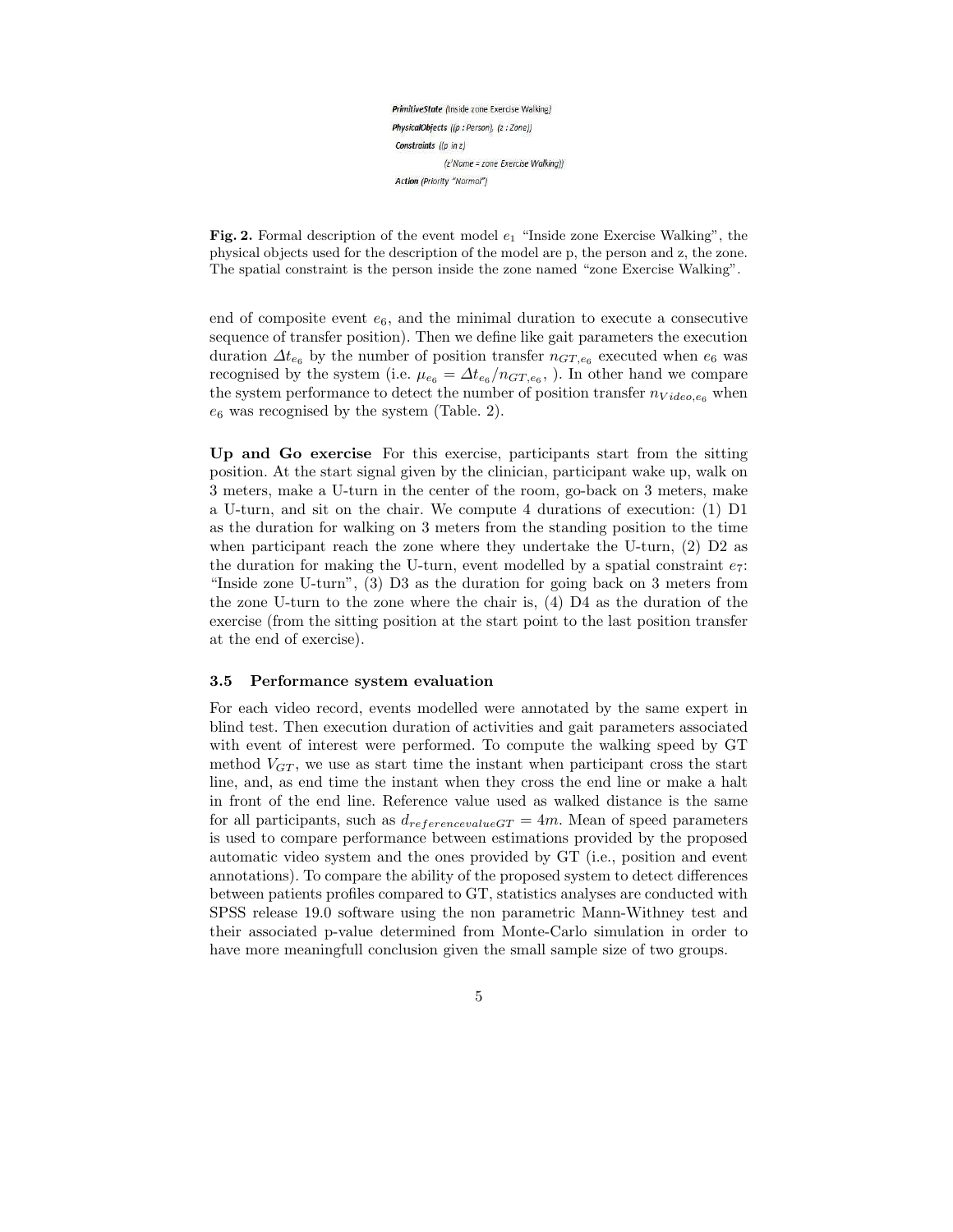```
PrimitiveState (Inside zone Exercise Walking)
PhysicalObjects ((p : Person), (z : Zone))
 Constraints ((p in z)
              (z'Name = zone Exercise Walking))
 Action (Priority "Normal")
```

**Fig. 2.** Formal description of the event model $e_1$ "Inside zone Exercise Walking", the physical objects used for the description of the model are p, the person and z, the zone. The spatial constraint is the person inside the zone named "zone Exercise Walking".

end of composite event $e_6$, and the minimal duration to execute a consecutive sequence of transfer position). Then we define like gait parameters the execution duration $\Delta t_{e_6}$ by the number of position transfer $n_{GT,e_6}$ executed when $e_6$ was recognised by the system (i.e. $\mu_{e_6} = \Delta t_{e_6}/n_{GT,e_6},$ ). In other hand we compare the system performance to detect the number of position transfer $n_{Video,e_6}$ when $e_6$ was recognised by the system (Table. 2).

**Up and Go exercise** For this exercise, participants start from the sitting position. At the start signal given by the clinician, participant wake up, walk on 3 meters, make a U-turn in the center of the room, go-back on 3 meters, make a U-turn, and sit on the chair. We compute 4 durations of execution: (1) D1 as the duration for walking on 3 meters from the standing position to the time when participant reach the zone where they undertake the U-turn, (2) D2 as the duration for making the U-turn, event modelled by a spatial constraint $e_7$: "Inside zone U-turn", (3) D3 as the duration for going back on 3 meters from the zone U-turn to the zone where the chair is, (4) D4 as the duration of the exercise (from the sitting position at the start point to the last position transfer at the end of exercise).

### 3.5 Performance system evaluation

For each video record, events modelled were annotated by the same expert in blind test. Then execution duration of activities and gait parameters associated with event of interest were performed. To compute the walking speed by GT method $V_{GT}$, we use as start time the instant when participant cross the start line, and, as end time the instant when they cross the end line or make a halt in front of the end line. Reference value used as walked distance is the same for all participants, such as $d_{referencevalueGT} = 4m$. Mean of speed parameters is used to compare performance between estimations provided by the proposed automatic video system and the ones provided by GT (i.e., position and event annotations). To compare the ability of the proposed system to detect differences between patients profiles compared to GT, statistics analyses are conducted with SPSS release 19.0 software using the non parametric Mann-Withney test and their associated p-value determined from Monte-Carlo simulation in order to have more meaningfull conclusion given the small sample size of two groups.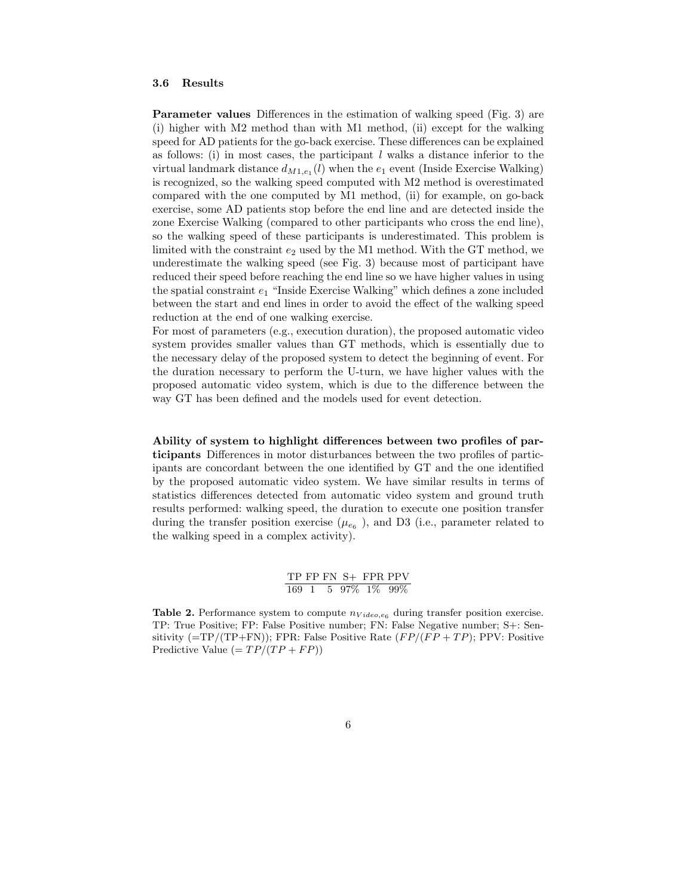### 3.6 Results

**Parameter values** Differences in the estimation of walking speed (Fig. 3) are (i) higher with M2 method than with M1 method, (ii) except for the walking speed for AD patients for the go-back exercise. These differences can be explained as follows: (i) in most cases, the participant $l$ walks a distance inferior to the virtual landmark distance $d_{M1,e_1}(l)$ when the $e_1$ event (Inside Exercise Walking) is recognized, so the walking speed computed with M2 method is overestimated compared with the one computed by M1 method, (ii) for example, on go-back exercise, some AD patients stop before the end line and are detected inside the zone Exercise Walking (compared to other participants who cross the end line), so the walking speed of these participants is underestimated. This problem is limited with the constraint $e_2$ used by the M1 method. With the GT method, we underestimate the walking speed (see Fig. 3) because most of participant have reduced their speed before reaching the end line so we have higher values in using the spatial constraint $e_1$ "Inside Exercise Walking" which defines a zone included between the start and end lines in order to avoid the effect of the walking speed reduction at the end of one walking exercise.
For most of parameters (e.g., execution duration), the proposed automatic video system provides smaller values than GT methods, which is essentially due to the necessary delay of the proposed system to detect the beginning of event. For the duration necessary to perform the U-turn, we have higher values with the proposed automatic video system, which is due to the difference between the way GT has been defined and the models used for event detection.

**Ability of system to highlight differences between two profiles of participants** Differences in motor disturbances between the two profiles of participants are concordant between the one identified by GT and the one identified by the proposed automatic video system. We have similar results in terms of statistics differences detected from automatic video system and ground truth results performed: walking speed, the duration to execute one position transfer during the transfer position exercise ($\mu_{e_6}$ ), and D3 (i.e., parameter related to the walking speed in a complex activity).

| TP | FP | FN | S+ | FPR | PPV |
|---|---|---|---|---|---|
| 169 | 1 | 5 | 97% | 1% | 99% |

**Table 2.** Performance system to compute $n_{Video,e_6}$ during transfer position exercise. TP: True Positive; FP: False Positive number; FN: False Negative number; S+: Sensitivity (=TP/(TP+FN)); FPR: False Positive Rate ($FP/(FP+TP)$); PPV: Positive Predictive Value ($= TP/(TP+FP)$)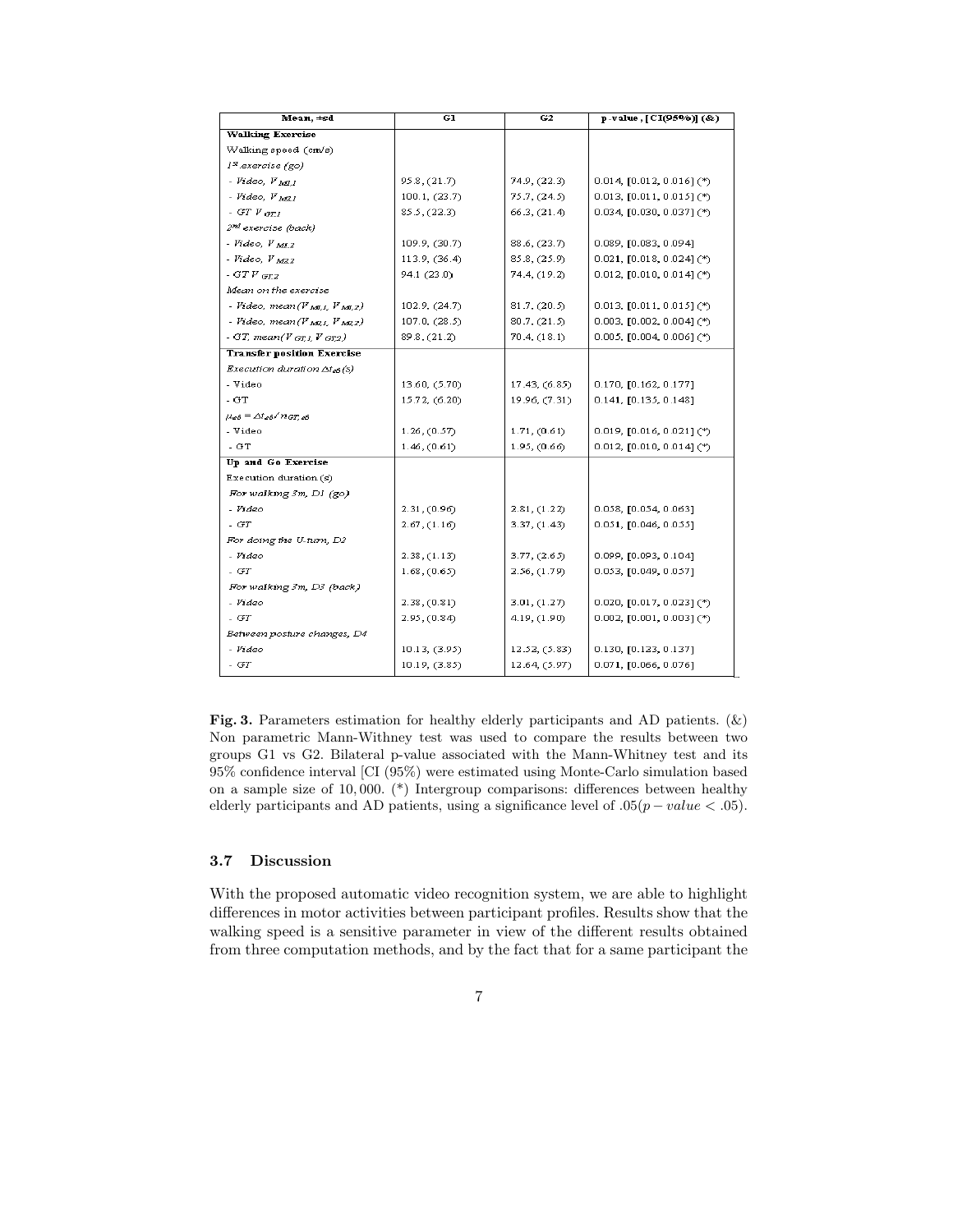| Mean, ±sd | G1 | G2 | p-value, [CI(95%)] (&) |
|---|---|---|---|
| **Walking Exercise** | | | |
| Walking speed (cm/s) | | | |
| *1st exercise (go)* | | | |
| - *Video*, $V_{M1,1}$ | 95.8, (21.7) | 74.9, (22.3) | 0.014, [0.012, 0.016] (*) |
| - *Video*, $V_{M2,1}$ | 100.1, (23.7) | 75.7, (24.5) | 0.013, [0.011, 0.015] (*) |
| - *GT* $V_{GT,1}$ | 85.5, (22.3) | 66.3, (21.4) | 0.034, [0.030, 0.037] (*) |
| *2nd exercise (back)* | | | |
| - *Video*, $V_{M1,2}$ | 109.9, (30.7) | 88.6, (23.7) | 0.089, [0.083, 0.094] |
| - *Video*, $V_{M2,2}$ | 113.9, (36.4) | 85.8, (25.9) | 0.021, [0.018, 0.024] (*) |
| - *GT* $V_{GT,2}$ | 94.1 (23.0) | 74.4, (19.2) | 0.012, [0.010, 0.014] (*) |
| *Mean on the exercise* | | | |
| - *Video*, *mean*($V_{M1,1}$, $V_{M1,2}$) | 102.9, (24.7) | 81.7, (20.5) | 0.013, [0.011, 0.015] (*) |
| - *Video*, *mean*($V_{M2,1}$, $V_{M2,2}$) | 107.0, (28.5) | 80.7, (21.5) | 0.003, [0.002, 0.004] (*) |
| - *GT*, *mean*($V_{GT,1}$, $V_{GT,2}$) | 89.8, (21.2) | 70.4, (18.1) | 0.005, [0.004, 0.006] (*) |
| **Transfer position Exercise** | | | |
| *Execution duration* $\Delta t_{e6}$ (*s*) | | | |
| - Video | 13.60, (5.70) | 17.43, (6.85) | 0.170, [0.162, 0.177] |
| - GT | 15.72, (6.20) | 19.96, (7.31) | 0.141, [0.135, 0.148] |
| $\mu_{e6} = \Delta t_{e6} / n_{GT,e6}$ | | | |
| - Video | 1.26, (0.57) | 1.71, (0.61) | 0.019, [0.016, 0.021] (*) |
| - GT | 1.46, (0.61) | 1.95, (0.66) | 0.012, [0.010, 0.014] (*) |
| **Up and Go Exercise** | | | |
| Execution duration (*s*) | | | |
| *For walking 3m, D1 (go)* | | | |
| - *Video* | 2.31, (0.96) | 2.81, (1.22) | 0.058, [0.054, 0.063] |
| - *GT* | 2.67, (1.16) | 3.37, (1.43) | 0.051, [0.046, 0.055] |
| *For doing the U-turn, D2* | | | |
| - *Video* | 2.38, (1.13) | 3.77, (2.65) | 0.099, [0.093, 0.104] |
| - *GT* | 1.68, (0.65) | 2.56, (1.79) | 0.053, [0.049, 0.057] |
| *For walking 3m, D3 (back)* | | | |
| - *Video* | 2.38, (0.81) | 3.01, (1.27) | 0.020, [0.017, 0.023] (*) |
| - *GT* | 2.95, (0.84) | 4.19, (1.90) | 0.002, [0.001, 0.003] (*) |
| *Between posture changes, D4* | | | |
| - *Video* | 10.13, (3.95) | 12.52, (5.83) | 0.130, [0.123, 0.137] |
| - *GT* | 10.19, (3.85) | 12.64, (5.97) | 0.071, [0.066, 0.076] |

**Fig. 3.** Parameters estimation for healthy elderly participants and AD patients. (&) Non parametric Mann-Withney test was used to compare the results between two groups G1 vs G2. Bilateral p-value associated with the Mann-Whitney test and its 95% confidence interval [CI (95%) were estimated using Monte-Carlo simulation based on a sample size of 10,000. (*) Intergroup comparisons: differences between healthy elderly participants and AD patients, using a significance level of .05($p-value < .05$).

### 3.7 Discussion

With the proposed automatic video recognition system, we are able to highlight differences in motor activities between participant profiles. Results show that the walking speed is a sensitive parameter in view of the different results obtained from three computation methods, and by the fact that for a same participant the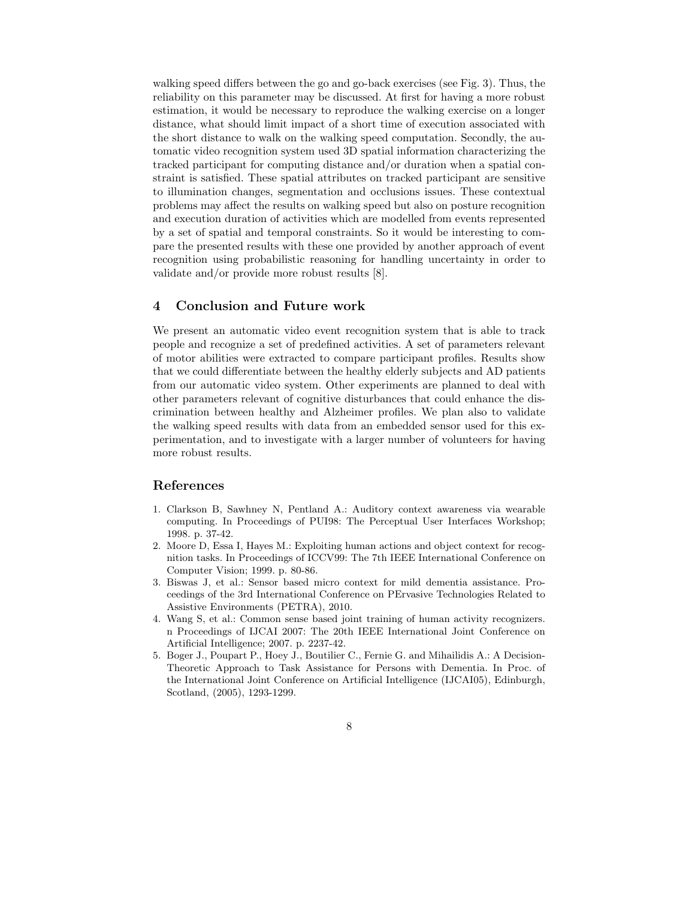walking speed differs between the go and go-back exercises (see Fig. 3). Thus, the reliability on this parameter may be discussed. At first for having a more robust estimation, it would be necessary to reproduce the walking exercise on a longer distance, what should limit impact of a short time of execution associated with the short distance to walk on the walking speed computation. Secondly, the automatic video recognition system used 3D spatial information characterizing the tracked participant for computing distance and/or duration when a spatial constraint is satisfied. These spatial attributes on tracked participant are sensitive to illumination changes, segmentation and occlusions issues. These contextual problems may affect the results on walking speed but also on posture recognition and execution duration of activities which are modelled from events represented by a set of spatial and temporal constraints. So it would be interesting to compare the presented results with these one provided by another approach of event recognition using probabilistic reasoning for handling uncertainty in order to validate and/or provide more robust results [8].

## 4 Conclusion and Future work

We present an automatic video event recognition system that is able to track people and recognize a set of predefined activities. A set of parameters relevant of motor abilities were extracted to compare participant profiles. Results show that we could differentiate between the healthy elderly subjects and AD patients from our automatic video system. Other experiments are planned to deal with other parameters relevant of cognitive disturbances that could enhance the discrimination between healthy and Alzheimer profiles. We plan also to validate the walking speed results with data from an embedded sensor used for this experimentation, and to investigate with a larger number of volunteers for having more robust results.

## References

1. Clarkson B, Sawhney N, Pentland A.: Auditory context awareness via wearable computing. In Proceedings of PUI98: The Perceptual User Interfaces Workshop; 1998. p. 37-42.
2. Moore D, Essa I, Hayes M.: Exploiting human actions and object context for recognition tasks. In Proceedings of ICCV99: The 7th IEEE International Conference on Computer Vision; 1999. p. 80-86.
3. Biswas J, et al.: Sensor based micro context for mild dementia assistance. Proceedings of the 3rd International Conference on PErvasive Technologies Related to Assistive Environments (PETRA), 2010.
4. Wang S, et al.: Common sense based joint training of human activity recognizers. n Proceedings of IJCAI 2007: The 20th IEEE International Joint Conference on Artificial Intelligence; 2007. p. 2237-42.
5. Boger J., Poupart P., Hoey J., Boutilier C., Fernie G. and Mihailidis A.: A Decision-Theoretic Approach to Task Assistance for Persons with Dementia. In Proc. of the International Joint Conference on Artificial Intelligence (IJCAI05), Edinburgh, Scotland, (2005), 1293-1299.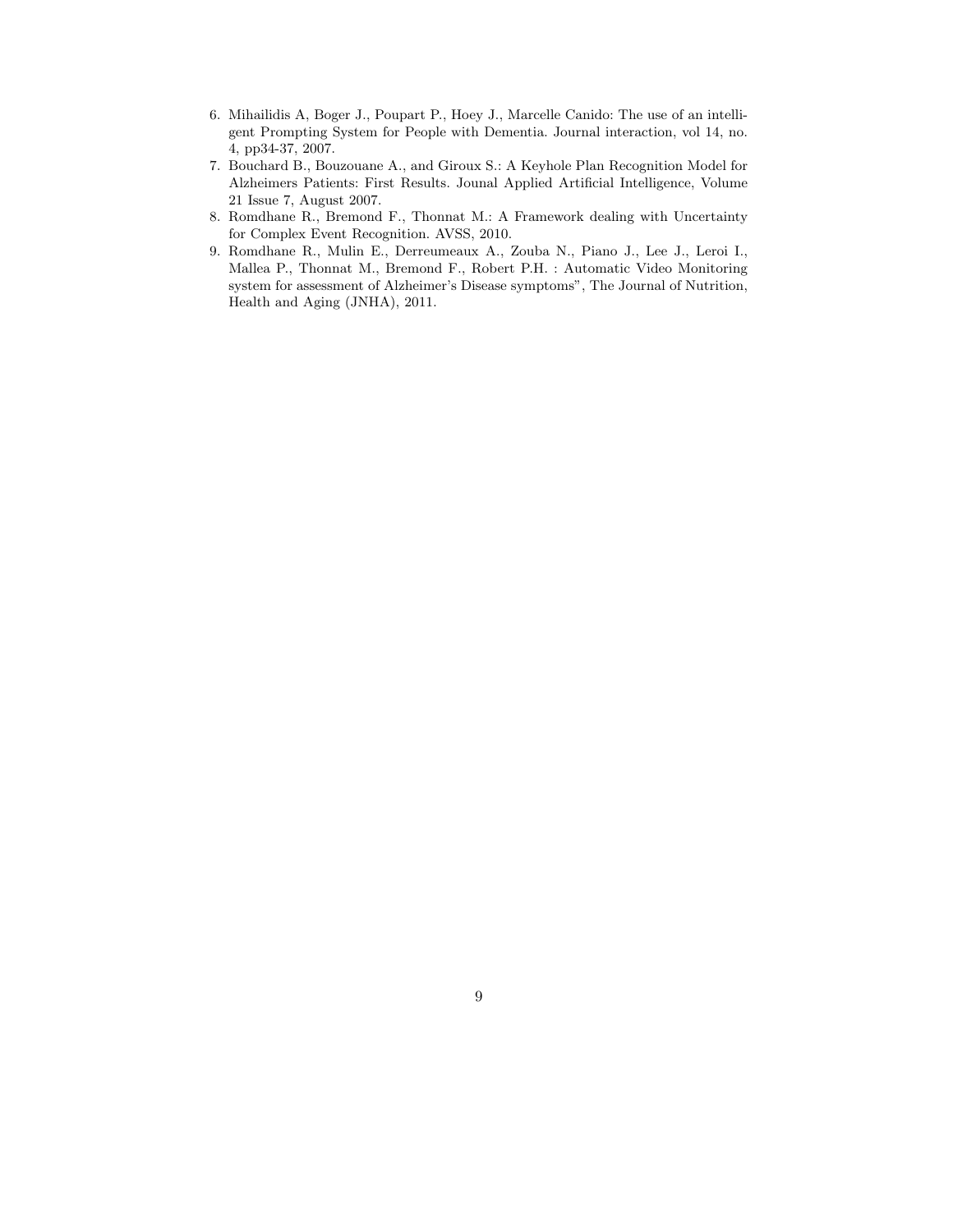6. Mihailidis A, Boger J., Poupart P., Hoey J., Marcelle Canido: The use of an intelligent Prompting System for People with Dementia. Journal interaction, vol 14, no. 4, pp34-37, 2007.
7. Bouchard B., Bouzouane A., and Giroux S.: A Keyhole Plan Recognition Model for Alzheimers Patients: First Results. Jounal Applied Artificial Intelligence, Volume 21 Issue 7, August 2007.
8. Romdhane R., Bremond F., Thonnat M.: A Framework dealing with Uncertainty for Complex Event Recognition. AVSS, 2010.
9. Romdhane R., Mulin E., Derreumeaux A., Zouba N., Piano J., Lee J., Leroi I., Mallea P., Thonnat M., Bremond F., Robert P.H. : Automatic Video Monitoring system for assessment of Alzheimer's Disease symptoms", The Journal of Nutrition, Health and Aging (JNHA), 2011.